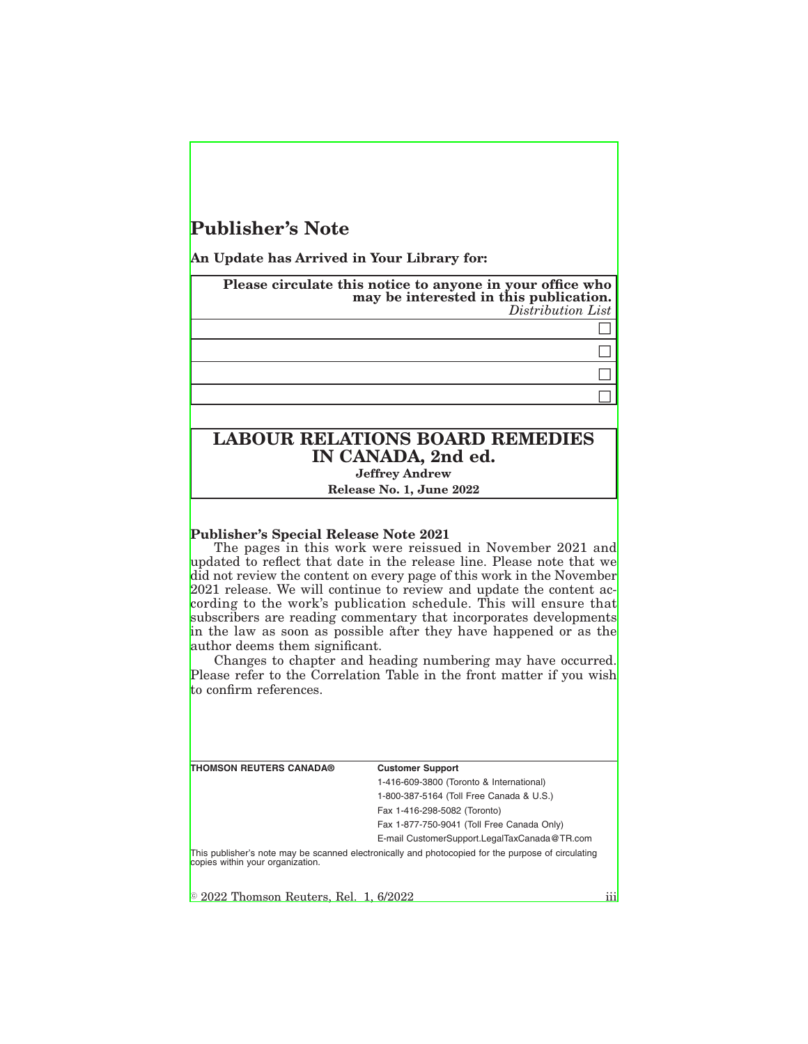# Publisher's Note

**An Update has Arrived in Your Library for:**

| **Please circulate this notice to anyone in your office who may be interested in this publication.** *Distribution List* |
|---|
| ☐ |
| ☐ |
| ☐ |
| ☐ |

**LABOUR RELATIONS BOARD REMEDIES IN CANADA, 2nd ed.**

**Jeffrey Andrew**

**Release No. 1, June 2022**

**Publisher's Special Release Note 2021**

The pages in this work were reissued in November 2021 and updated to reflect that date in the release line. Please note that we did not review the content on every page of this work in the November 2021 release. We will continue to review and update the content according to the work's publication schedule. This will ensure that subscribers are reading commentary that incorporates developments in the law as soon as possible after they have happened or as the author deems them significant.

Changes to chapter and heading numbering may have occurred. Please refer to the Correlation Table in the front matter if you wish to confirm references.

**THOMSON REUTERS CANADA®**

**Customer Support**

1-416-609-3800 (Toronto & International)

1-800-387-5164 (Toll Free Canada & U.S.)

Fax 1-416-298-5082 (Toronto)

Fax 1-877-750-9041 (Toll Free Canada Only)

E-mail CustomerSupport.LegalTaxCanada@TR.com

This publisher's note may be scanned electronically and photocopied for the purpose of circulating copies within your organization.

© 2022 Thomson Reuters, Rel. 1, 6/2022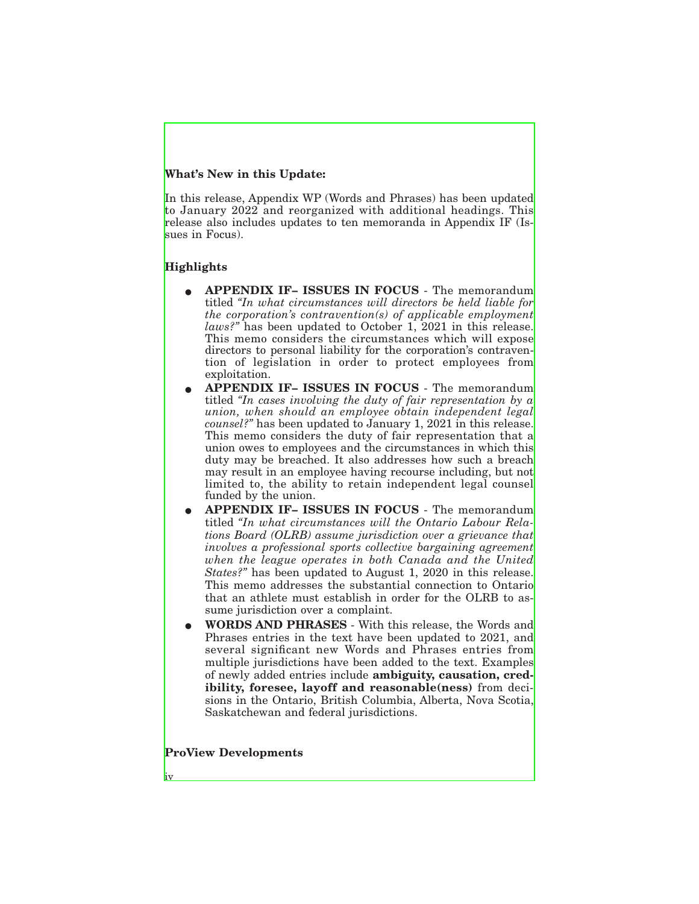**What's New in this Update:**

In this release, Appendix WP (Words and Phrases) has been updated to January 2022 and reorganized with additional headings. This release also includes updates to ten memoranda in Appendix IF (Issues in Focus).

**Highlights**

- **APPENDIX IF– ISSUES IN FOCUS** - The memorandum titled *"In what circumstances will directors be held liable for the corporation's contravention(s) of applicable employment laws?"* has been updated to October 1, 2021 in this release. This memo considers the circumstances which will expose directors to personal liability for the corporation's contravention of legislation in order to protect employees from exploitation.
- **APPENDIX IF– ISSUES IN FOCUS** - The memorandum titled *"In cases involving the duty of fair representation by a union, when should an employee obtain independent legal counsel?"* has been updated to January 1, 2021 in this release. This memo considers the duty of fair representation that a union owes to employees and the circumstances in which this duty may be breached. It also addresses how such a breach may result in an employee having recourse including, but not limited to, the ability to retain independent legal counsel funded by the union.
- **APPENDIX IF– ISSUES IN FOCUS** - The memorandum titled *"In what circumstances will the Ontario Labour Relations Board (OLRB) assume jurisdiction over a grievance that involves a professional sports collective bargaining agreement when the league operates in both Canada and the United States?"* has been updated to August 1, 2020 in this release. This memo addresses the substantial connection to Ontario that an athlete must establish in order for the OLRB to assume jurisdiction over a complaint.
- **WORDS AND PHRASES** - With this release, the Words and Phrases entries in the text have been updated to 2021, and several significant new Words and Phrases entries from multiple jurisdictions have been added to the text. Examples of newly added entries include **ambiguity, causation, credibility, foresee, layoff and reasonable(ness)** from decisions in the Ontario, British Columbia, Alberta, Nova Scotia, Saskatchewan and federal jurisdictions.

**ProView Developments**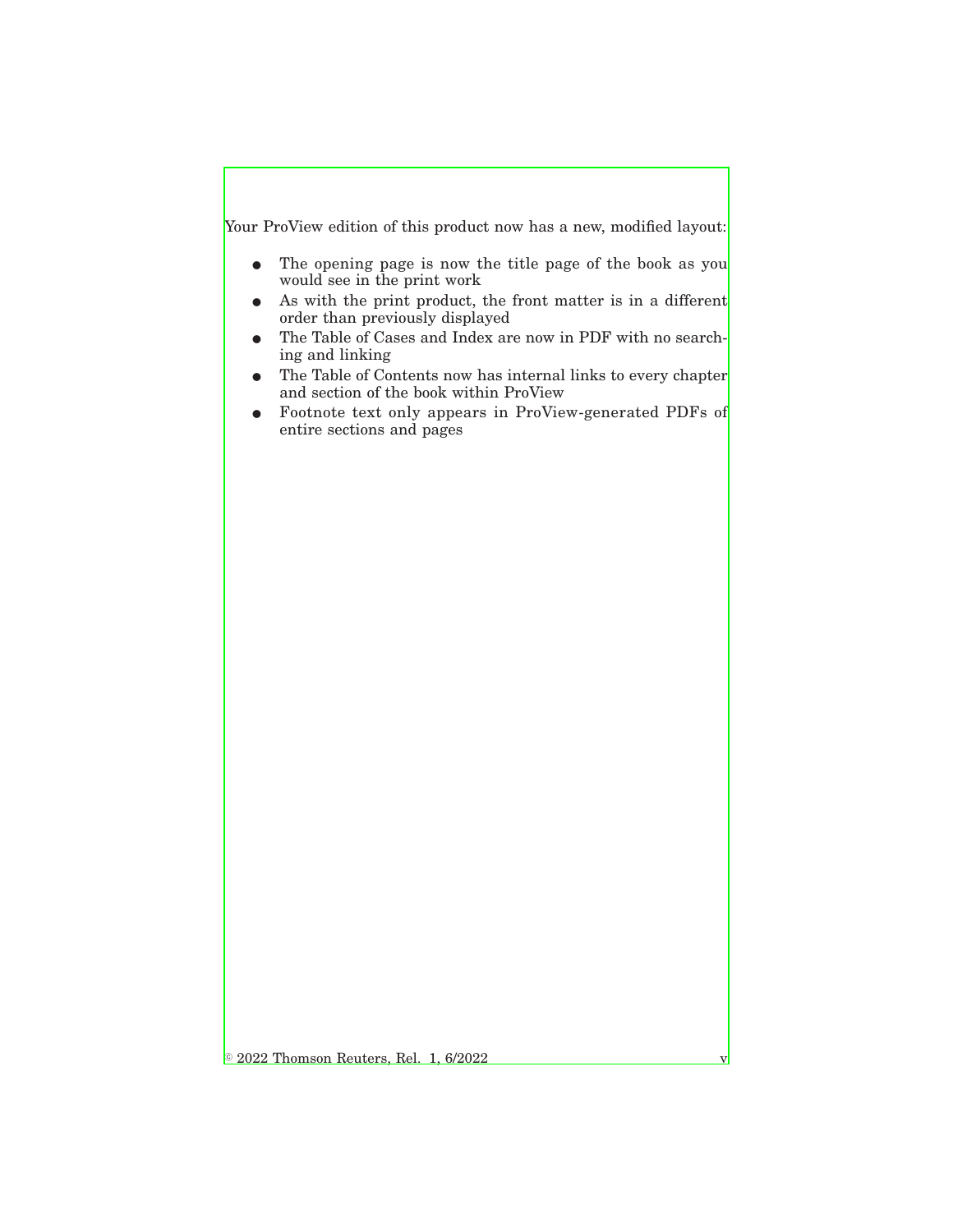Your ProView edition of this product now has a new, modified layout:

- The opening page is now the title page of the book as you would see in the print work
- As with the print product, the front matter is in a different order than previously displayed
- The Table of Cases and Index are now in PDF with no searching and linking
- The Table of Contents now has internal links to every chapter and section of the book within ProView
- Footnote text only appears in ProView-generated PDFs of entire sections and pages